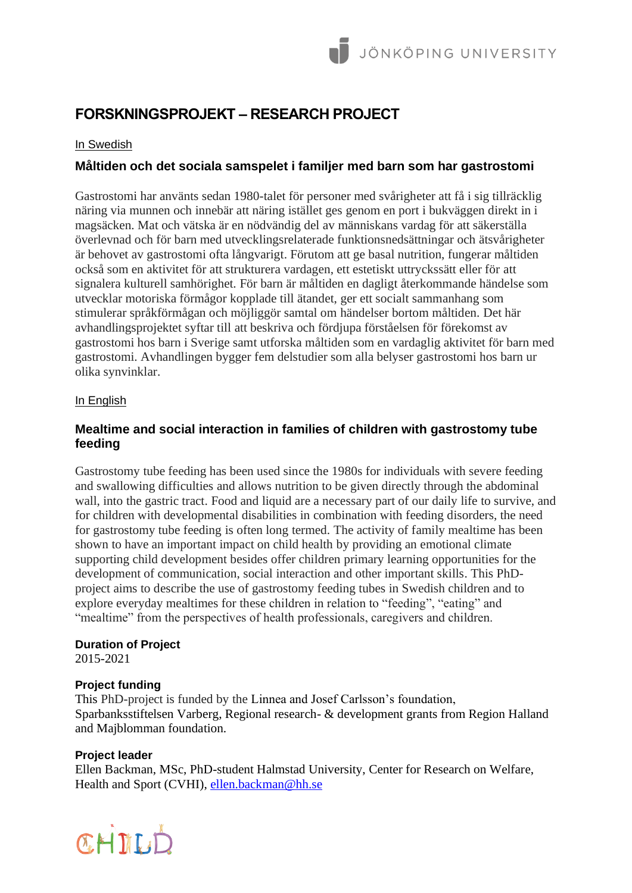# FORSKNINGSPROJEKT – RESEARCH PROJECT

In Swedish

## Måltiden och det sociala samspelet i familjer med barn som har gastrostomi

Gastrostomi har använts sedan 1980-talet för personer med svårigheter att få i sig tillräcklig näring via munnen och innebär att näring istället ges genom en port i bukväggen direkt in i magsäcken. Mat och vätska är en nödvändig del av människans vardag för att säkerställa överlevnad och för barn med utvecklingsrelaterade funktionsnedsättningar och ätsvårigheter är behovet av gastrostomi ofta långvarigt. Förutom att ge basal nutrition, fungerar måltiden också som en aktivitet för att strukturera vardagen, ett estetiskt uttryckssätt eller för att signalera kulturell samhörighet. För barn är måltiden en dagligt återkommande händelse som utvecklar motoriska förmågor kopplade till ätandet, ger ett socialt sammanhang som stimulerar språkförmågan och möjliggör samtal om händelser bortom måltiden. Det här avhandlingsprojektet syftar till att beskriva och fördjupa förståelsen för förekomst av gastrostomi hos barn i Sverige samt utforska måltiden som en vardaglig aktivitet för barn med gastrostomi. Avhandlingen bygger fem delstudier som alla belyser gastrostomi hos barn ur olika synvinklar.

In English

## Mealtime and social interaction in families of children with gastrostomy tube feeding

Gastrostomy tube feeding has been used since the 1980s for individuals with severe feeding and swallowing difficulties and allows nutrition to be given directly through the abdominal wall, into the gastric tract. Food and liquid are a necessary part of our daily life to survive, and for children with developmental disabilities in combination with feeding disorders, the need for gastrostomy tube feeding is often long termed. The activity of family mealtime has been shown to have an important impact on child health by providing an emotional climate supporting child development besides offer children primary learning opportunities for the development of communication, social interaction and other important skills. This PhD-project aims to describe the use of gastrostomy feeding tubes in Swedish children and to explore everyday mealtimes for these children in relation to "feeding", "eating" and "mealtime" from the perspectives of health professionals, caregivers and children.

**Duration of Project**
2015-2021

**Project funding**
This PhD-project is funded by the Linnea and Josef Carlsson's foundation, Sparbanksstiftelsen Varberg, Regional research- & development grants from Region Halland and Majblomman foundation.

**Project leader**
Ellen Backman, MSc, PhD-student Halmstad University, Center for Research on Welfare, Health and Sport (CVHI), ellen.backman@hh.se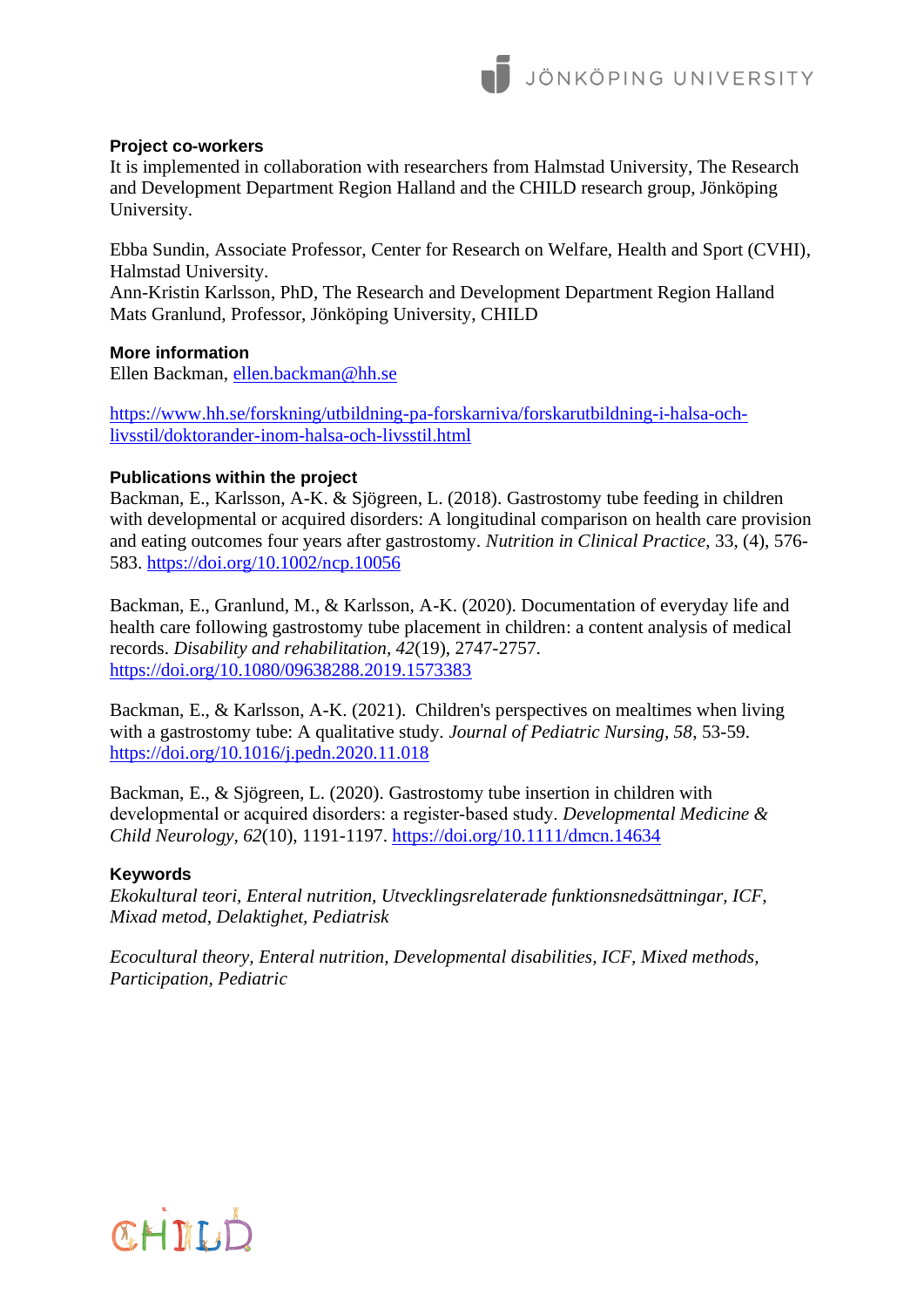## Project co-workers

It is implemented in collaboration with researchers from Halmstad University, The Research and Development Department Region Halland and the CHILD research group, Jönköping University.

Ebba Sundin, Associate Professor, Center for Research on Welfare, Health and Sport (CVHI), Halmstad University.
Ann-Kristin Karlsson, PhD, The Research and Development Department Region Halland
Mats Granlund, Professor, Jönköping University, CHILD

## More information

Ellen Backman, ellen.backman@hh.se

https://www.hh.se/forskning/utbildning-pa-forskarniva/forskarutbildning-i-halsa-och-livsstil/doktorander-inom-halsa-och-livsstil.html

## Publications within the project

Backman, E., Karlsson, A-K. & Sjögreen, L. (2018). Gastrostomy tube feeding in children with developmental or acquired disorders: A longitudinal comparison on health care provision and eating outcomes four years after gastrostomy. *Nutrition in Clinical Practice*, 33, (4), 576-583. https://doi.org/10.1002/ncp.10056

Backman, E., Granlund, M., & Karlsson, A-K. (2020). Documentation of everyday life and health care following gastrostomy tube placement in children: a content analysis of medical records. *Disability and rehabilitation, 42*(19), 2747-2757. https://doi.org/10.1080/09638288.2019.1573383

Backman, E., & Karlsson, A-K. (2021). Children's perspectives on mealtimes when living with a gastrostomy tube: A qualitative study. *Journal of Pediatric Nursing, 58*, 53-59. https://doi.org/10.1016/j.pedn.2020.11.018

Backman, E., & Sjögreen, L. (2020). Gastrostomy tube insertion in children with developmental or acquired disorders: a register-based study. *Developmental Medicine & Child Neurology*, *62*(10), 1191-1197. https://doi.org/10.1111/dmcn.14634

## Keywords

*Ekokultural teori, Enteral nutrition, Utvecklingsrelaterade funktionsnedsättningar, ICF, Mixad metod, Delaktighet, Pediatrisk*

*Ecocultural theory, Enteral nutrition, Developmental disabilities, ICF, Mixed methods, Participation, Pediatric*